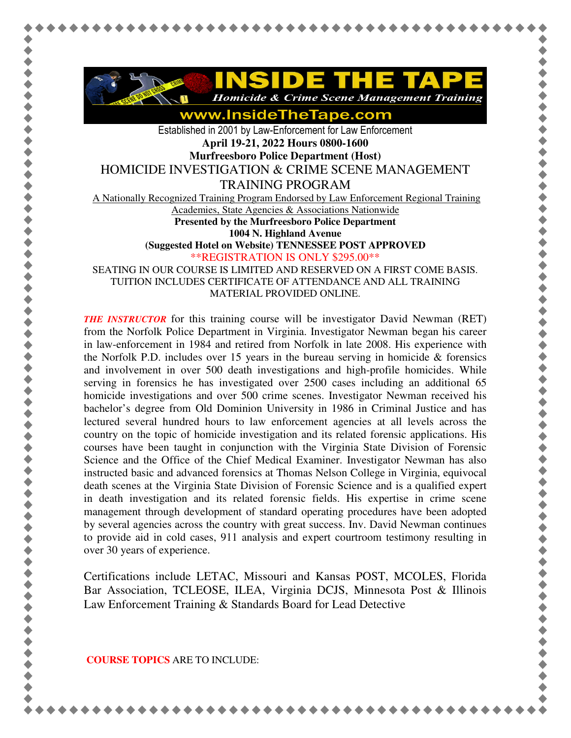# INSIDE THE TAPE

*Homicide & Crime Scene Management Training*

**www.InsideTheTape.com**

Established in 2001 by Law-Enforcement for Law Enforcement

**April 19-21, 2022 Hours 0800-1600**

**Murfreesboro Police Department (Host)**

## HOMICIDE INVESTIGATION & CRIME SCENE MANAGEMENT TRAINING PROGRAM

A Nationally Recognized Training Program Endorsed by Law Enforcement Regional Training Academies, State Agencies & Associations Nationwide

**Presented by the Murfreesboro Police Department**

**1004 N. Highland Avenue**

**(Suggested Hotel on Website) TENNESSEE POST APPROVED**

**REGISTRATION IS ONLY $295.00**

SEATING IN OUR COURSE IS LIMITED AND RESERVED ON A FIRST COME BASIS. TUITION INCLUDES CERTIFICATE OF ATTENDANCE AND ALL TRAINING MATERIAL PROVIDED ONLINE.

***THE INSTRUCTOR*** for this training course will be investigator David Newman (RET) from the Norfolk Police Department in Virginia. Investigator Newman began his career in law-enforcement in 1984 and retired from Norfolk in late 2008. His experience with the Norfolk P.D. includes over 15 years in the bureau serving in homicide & forensics and involvement in over 500 death investigations and high-profile homicides. While serving in forensics he has investigated over 2500 cases including an additional 65 homicide investigations and over 500 crime scenes. Investigator Newman received his bachelor's degree from Old Dominion University in 1986 in Criminal Justice and has lectured several hundred hours to law enforcement agencies at all levels across the country on the topic of homicide investigation and its related forensic applications. His courses have been taught in conjunction with the Virginia State Division of Forensic Science and the Office of the Chief Medical Examiner. Investigator Newman has also instructed basic and advanced forensics at Thomas Nelson College in Virginia, equivocal death scenes at the Virginia State Division of Forensic Science and is a qualified expert in death investigation and its related forensic fields. His expertise in crime scene management through development of standard operating procedures have been adopted by several agencies across the country with great success. Inv. David Newman continues to provide aid in cold cases, 911 analysis and expert courtroom testimony resulting in over 30 years of experience.

Certifications include LETAC, Missouri and Kansas POST, MCOLES, Florida Bar Association, TCLEOSE, ILEA, Virginia DCJS, Minnesota Post & Illinois Law Enforcement Training & Standards Board for Lead Detective

**COURSE TOPICS** ARE TO INCLUDE: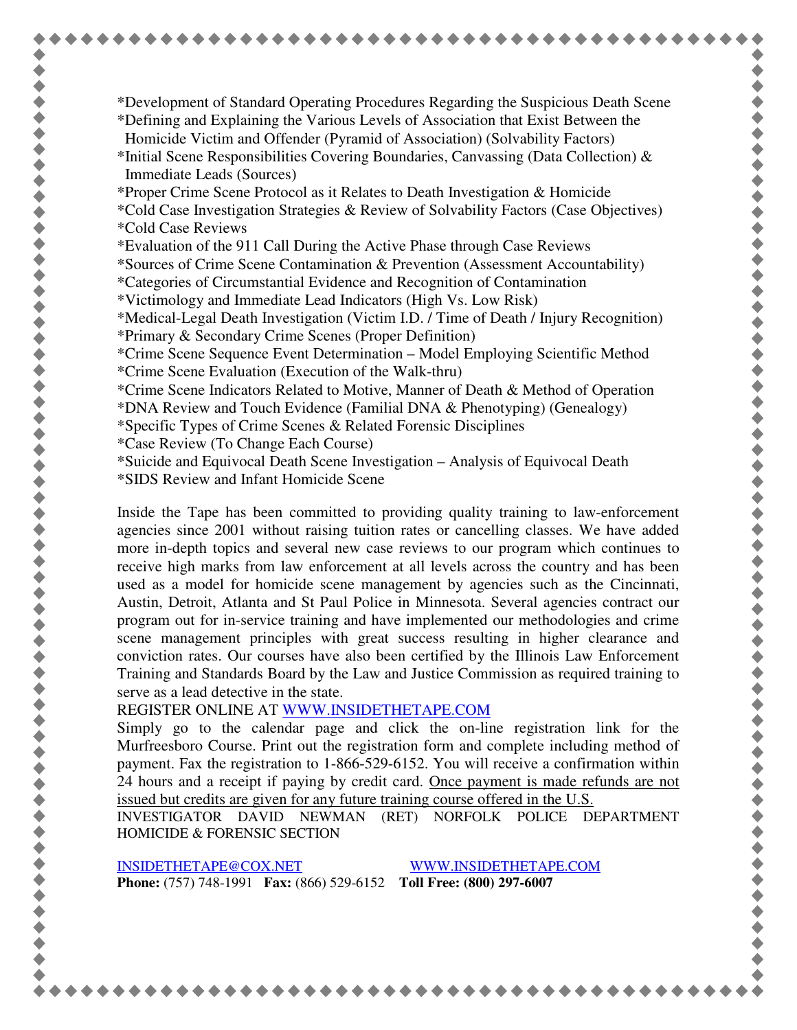*Development of Standard Operating Procedures Regarding the Suspicious Death Scene
*Defining and Explaining the Various Levels of Association that Exist Between the Homicide Victim and Offender (Pyramid of Association) (Solvability Factors)
*Initial Scene Responsibilities Covering Boundaries, Canvassing (Data Collection) & Immediate Leads (Sources)
*Proper Crime Scene Protocol as it Relates to Death Investigation & Homicide
*Cold Case Investigation Strategies & Review of Solvability Factors (Case Objectives)
*Cold Case Reviews
*Evaluation of the 911 Call During the Active Phase through Case Reviews
*Sources of Crime Scene Contamination & Prevention (Assessment Accountability)
*Categories of Circumstantial Evidence and Recognition of Contamination
*Victimology and Immediate Lead Indicators (High Vs. Low Risk)
*Medical-Legal Death Investigation (Victim I.D. / Time of Death / Injury Recognition)
*Primary & Secondary Crime Scenes (Proper Definition)
*Crime Scene Sequence Event Determination – Model Employing Scientific Method
*Crime Scene Evaluation (Execution of the Walk-thru)
*Crime Scene Indicators Related to Motive, Manner of Death & Method of Operation
*DNA Review and Touch Evidence (Familial DNA & Phenotyping) (Genealogy)
*Specific Types of Crime Scenes & Related Forensic Disciplines
*Case Review (To Change Each Course)
*Suicide and Equivocal Death Scene Investigation – Analysis of Equivocal Death
*SIDS Review and Infant Homicide Scene

Inside the Tape has been committed to providing quality training to law-enforcement agencies since 2001 without raising tuition rates or cancelling classes. We have added more in-depth topics and several new case reviews to our program which continues to receive high marks from law enforcement at all levels across the country and has been used as a model for homicide scene management by agencies such as the Cincinnati, Austin, Detroit, Atlanta and St Paul Police in Minnesota. Several agencies contract our program out for in-service training and have implemented our methodologies and crime scene management principles with great success resulting in higher clearance and conviction rates. Our courses have also been certified by the Illinois Law Enforcement Training and Standards Board by the Law and Justice Commission as required training to serve as a lead detective in the state.

REGISTER ONLINE AT [WWW.INSIDETHETAPE.COM](http://WWW.INSIDETHETAPE.COM)

Simply go to the calendar page and click the on-line registration link for the Murfreesboro Course. Print out the registration form and complete including method of payment. Fax the registration to 1-866-529-6152. You will receive a confirmation within 24 hours and a receipt if paying by credit card. <u>Once payment is made refunds are not issued but credits are given for any future training course offered in the U.S.</u>

INVESTIGATOR DAVID NEWMAN (RET) NORFOLK POLICE DEPARTMENT HOMICIDE & FORENSIC SECTION

[INSIDETHETAPE@COX.NET](mailto:INSIDETHETAPE@COX.NET) [WWW.INSIDETHETAPE.COM](http://WWW.INSIDETHETAPE.COM)

**Phone:** (757) 748-1991 **Fax:** (866) 529-6152 **Toll Free: (800) 297-6007**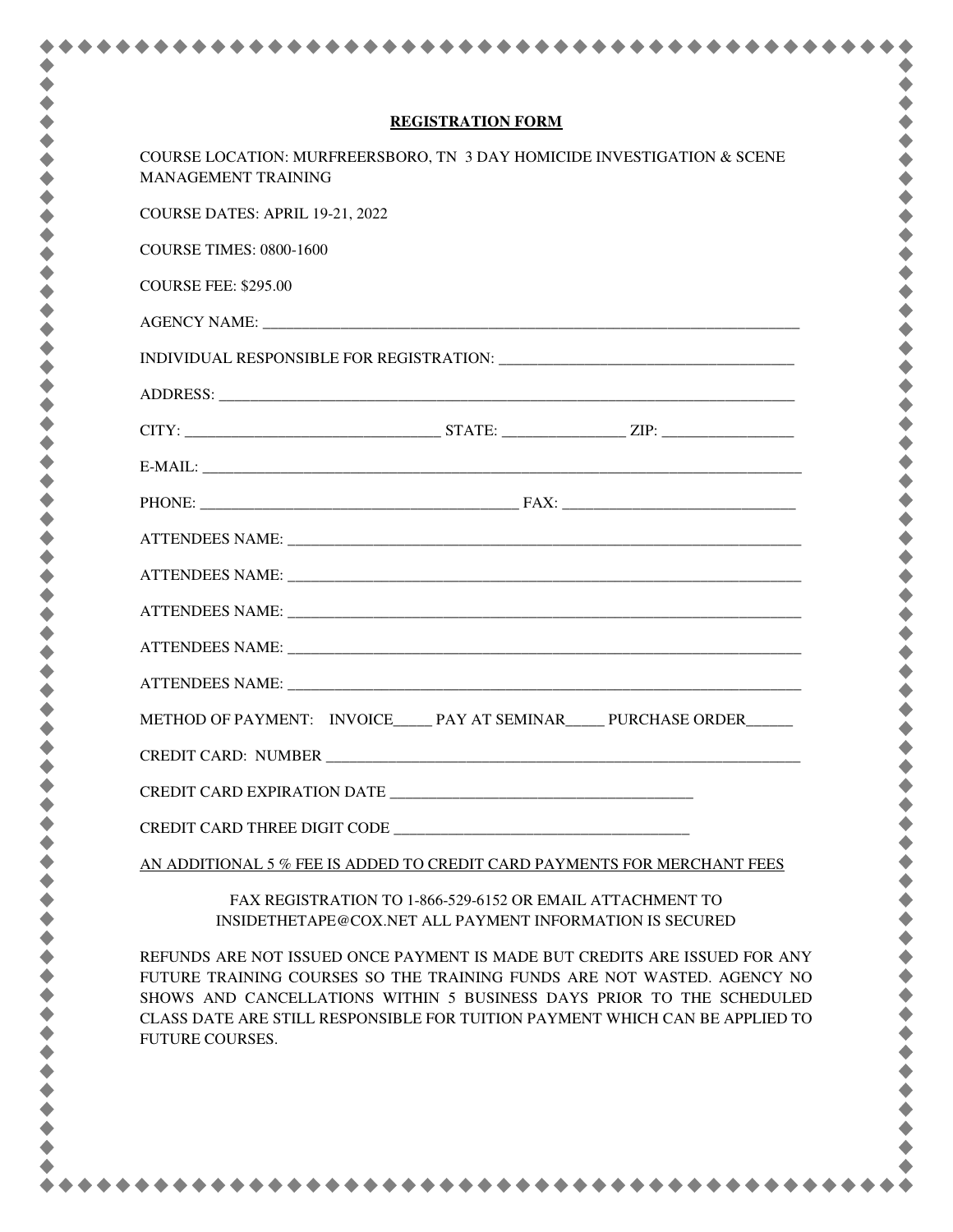## REGISTRATION FORM

COURSE LOCATION: MURFREERSBORO, TN 3 DAY HOMICIDE INVESTIGATION & SCENE MANAGEMENT TRAINING

COURSE DATES: APRIL 19-21, 2022

COURSE TIMES: 0800-1600

COURSE FEE: $295.00

AGENCY NAME: ______________________________________________________________________

INDIVIDUAL RESPONSIBLE FOR REGISTRATION: ______________________________________

ADDRESS: __________________________________________________________________________

CITY: ________________________________ STATE: _______________ ZIP: ________________

E-MAIL: ___________________________________________________________________________

PHONE: ________________________________________ FAX: _____________________________

ATTENDEES NAME: ___________________________________________________________________

ATTENDEES NAME: ___________________________________________________________________

ATTENDEES NAME: ___________________________________________________________________

ATTENDEES NAME: ___________________________________________________________________

ATTENDEES NAME: ___________________________________________________________________

METHOD OF PAYMENT: INVOICE_____ PAY AT SEMINAR_____ PURCHASE ORDER______

CREDIT CARD: NUMBER ______________________________________________________________

CREDIT CARD EXPIRATION DATE ______________________________________

CREDIT CARD THREE DIGIT CODE ______________________________________

<u>AN ADDITIONAL 5 % FEE IS ADDED TO CREDIT CARD PAYMENTS FOR MERCHANT FEES</u>

FAX REGISTRATION TO 1-866-529-6152 OR EMAIL ATTACHMENT TO INSIDETHETAPE@COX.NET ALL PAYMENT INFORMATION IS SECURED

REFUNDS ARE NOT ISSUED ONCE PAYMENT IS MADE BUT CREDITS ARE ISSUED FOR ANY FUTURE TRAINING COURSES SO THE TRAINING FUNDS ARE NOT WASTED. AGENCY NO SHOWS AND CANCELLATIONS WITHIN 5 BUSINESS DAYS PRIOR TO THE SCHEDULED CLASS DATE ARE STILL RESPONSIBLE FOR TUITION PAYMENT WHICH CAN BE APPLIED TO FUTURE COURSES.